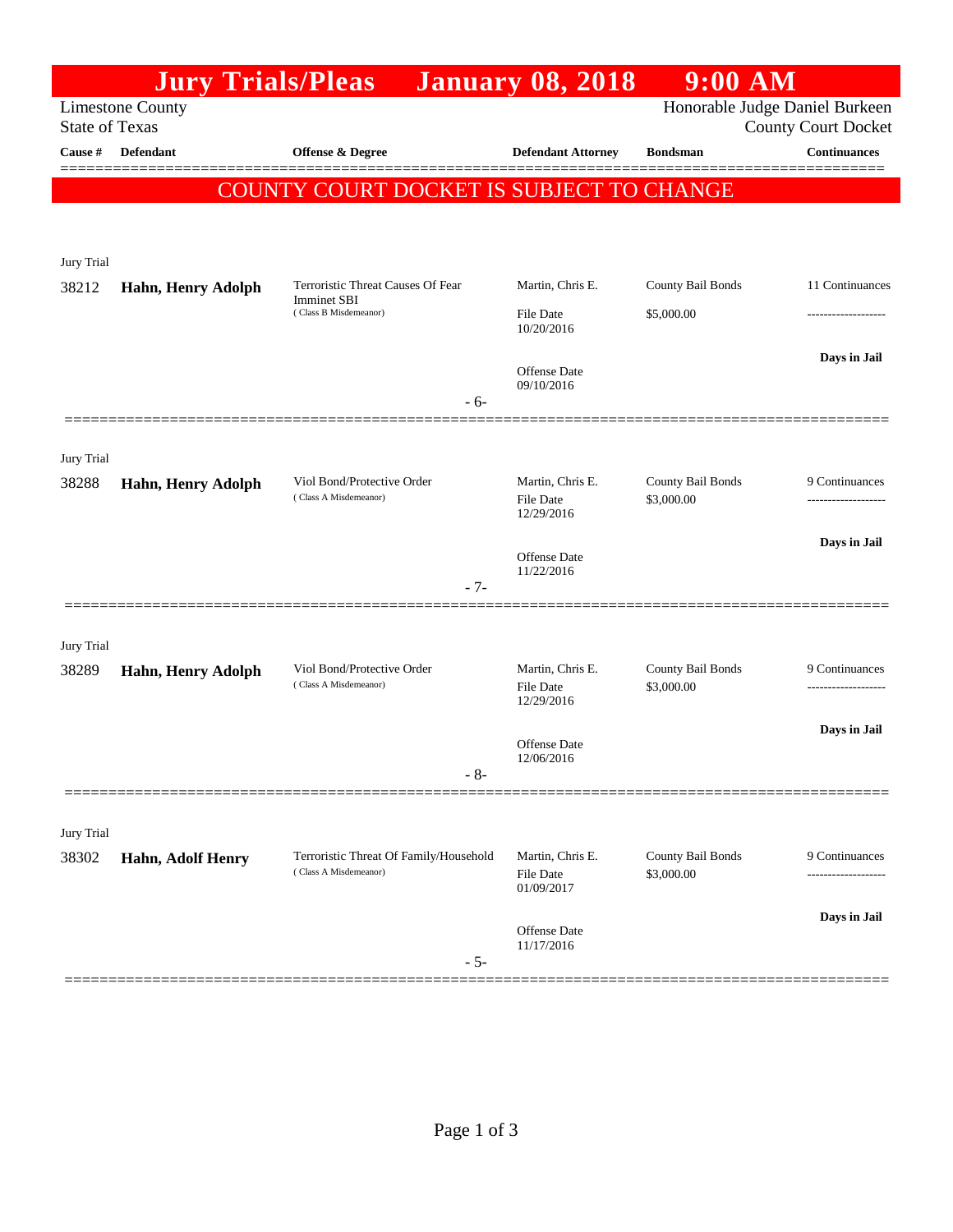# Jury Trials/Pleas January 08, 2018 9:00 AM

Limestone County
State of Texas

Honorable Judge Daniel Burkeen
County Court Docket

| Cause # | Defendant | Offense & Degree | Defendant Attorney | Bondsman | Continuances |
|---|---|---|---|---|---|

**COUNTY COURT DOCKET IS SUBJECT TO CHANGE**

Jury Trial

| Cause # | Defendant | Offense & Degree | Defendant Attorney | Bondsman | Continuances |
|---|---|---|---|---|---|
| 38212 | **Hahn, Henry Adolph** | Terroristic Threat Causes Of Fear Imminet SBI (Class B Misdemeanor) | Martin, Chris E. | County Bail Bonds | 11 Continuances |
| | | | File Date 10/20/2016 | $5,000.00 | ------------------- |
| | | | Offense Date 09/10/2016 | | **Days in Jail** |
| | | - 6- | | | |

Jury Trial

| Cause # | Defendant | Offense & Degree | Defendant Attorney | Bondsman | Continuances |
|---|---|---|---|---|---|
| 38288 | **Hahn, Henry Adolph** | Viol Bond/Protective Order (Class A Misdemeanor) | Martin, Chris E. | County Bail Bonds | 9 Continuances |
| | | | File Date 12/29/2016 | $3,000.00 | ------------------- |
| | | | Offense Date 11/22/2016 | | **Days in Jail** |
| | | - 7- | | | |

Jury Trial

| Cause # | Defendant | Offense & Degree | Defendant Attorney | Bondsman | Continuances |
|---|---|---|---|---|---|
| 38289 | **Hahn, Henry Adolph** | Viol Bond/Protective Order (Class A Misdemeanor) | Martin, Chris E. | County Bail Bonds | 9 Continuances |
| | | | File Date 12/29/2016 | $3,000.00 | ------------------- |
| | | | Offense Date 12/06/2016 | | **Days in Jail** |
| | | - 8- | | | |

Jury Trial

| Cause # | Defendant | Offense & Degree | Defendant Attorney | Bondsman | Continuances |
|---|---|---|---|---|---|
| 38302 | **Hahn, Adolf Henry** | Terroristic Threat Of Family/Household (Class A Misdemeanor) | Martin, Chris E. | County Bail Bonds | 9 Continuances |
| | | | File Date 01/09/2017 | $3,000.00 | ------------------- |
| | | | Offense Date 11/17/2016 | | **Days in Jail** |
| | | - 5- | | | |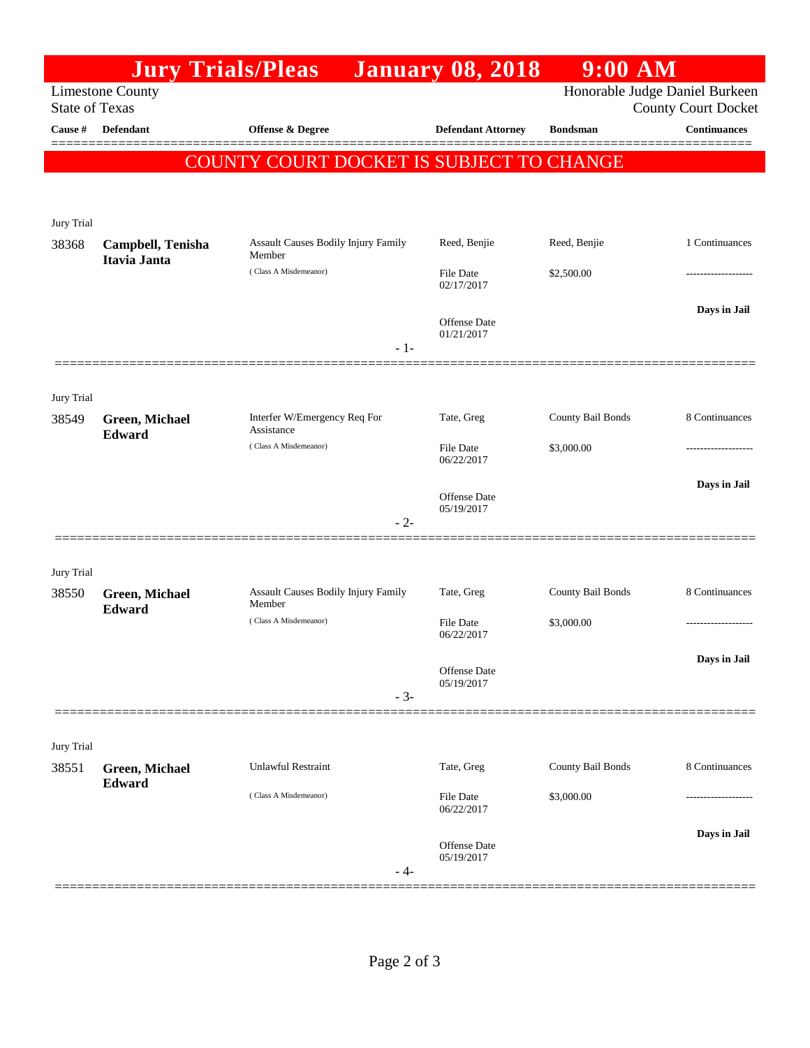# Jury Trials/Pleas January 08, 2018 9:00 AM

Limestone County
State of Texas

Honorable Judge Daniel Burkeen
County Court Docket

**COUNTY COURT DOCKET IS SUBJECT TO CHANGE**

| Cause # | Defendant | Offense & Degree | Defendant Attorney | Bondsman | Continuances |
|---|---|---|---|---|---|
| Jury Trial | | | | | |
| 38368 | **Campbell, Tenisha Itavia Janta** | Assault Causes Bodily Injury Family Member (Class A Misdemeanor) | Reed, Benjie<br>File Date 02/17/2017<br>Offense Date 01/21/2017 | Reed, Benjie<br>$2,500.00 | 1 Continuances<br>-------------------<br>**Days in Jail** |
| | | - 1- | | | |
| Jury Trial | | | | | |
| 38549 | **Green, Michael Edward** | Interfer W/Emergency Req For Assistance (Class A Misdemeanor) | Tate, Greg<br>File Date 06/22/2017<br>Offense Date 05/19/2017 | County Bail Bonds<br>$3,000.00 | 8 Continuances<br>-------------------<br>**Days in Jail** |
| | | - 2- | | | |
| Jury Trial | | | | | |
| 38550 | **Green, Michael Edward** | Assault Causes Bodily Injury Family Member (Class A Misdemeanor) | Tate, Greg<br>File Date 06/22/2017<br>Offense Date 05/19/2017 | County Bail Bonds<br>$3,000.00 | 8 Continuances<br>-------------------<br>**Days in Jail** |
| | | - 3- | | | |
| Jury Trial | | | | | |
| 38551 | **Green, Michael Edward** | Unlawful Restraint (Class A Misdemeanor) | Tate, Greg<br>File Date 06/22/2017<br>Offense Date 05/19/2017 | County Bail Bonds<br>$3,000.00 | 8 Continuances<br>-------------------<br>**Days in Jail** |
| | | - 4- | | | |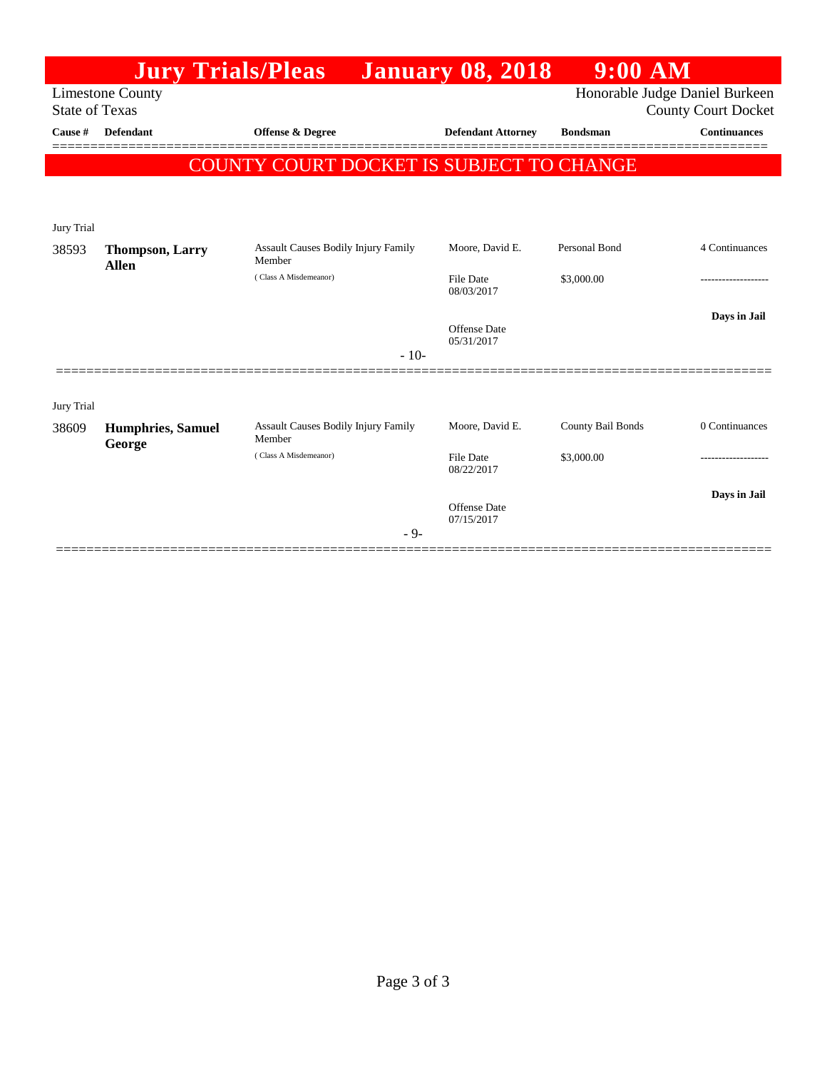# Jury Trials/Pleas January 08, 2018 9:00 AM

Limestone County
State of Texas

Honorable Judge Daniel Burkeen
County Court Docket

| Cause # | Defendant | Offense & Degree | Defendant Attorney | Bondsman | Continuances |
|---|---|---|---|---|---|

## COUNTY COURT DOCKET IS SUBJECT TO CHANGE

Jury Trial

| Cause # | Defendant | Offense & Degree | Defendant Attorney | Bondsman | Continuances |
|---|---|---|---|---|---|
| 38593 | **Thompson, Larry Allen** | Assault Causes Bodily Injury Family Member ( Class A Misdemeanor) | Moore, David E. File Date 08/03/2017 Offense Date 05/31/2017 | Personal Bond $3,000.00 | 4 Continuances ------------------- **Days in Jail** |

- 10-

Jury Trial

| Cause # | Defendant | Offense & Degree | Defendant Attorney | Bondsman | Continuances |
|---|---|---|---|---|---|
| 38609 | **Humphries, Samuel George** | Assault Causes Bodily Injury Family Member ( Class A Misdemeanor) | Moore, David E. File Date 08/22/2017 Offense Date 07/15/2017 | County Bail Bonds $3,000.00 | 0 Continuances ------------------- **Days in Jail** |

- 9-